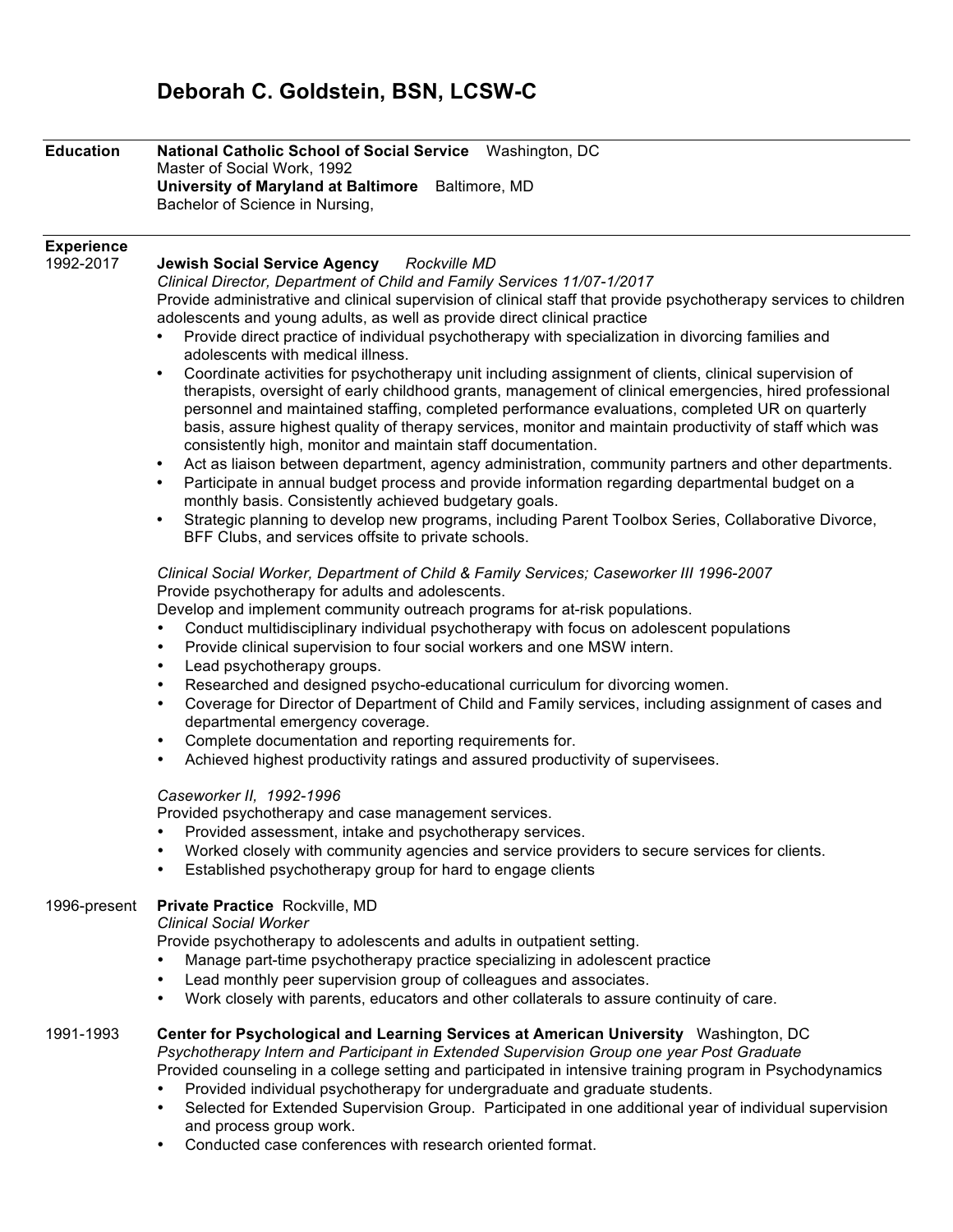# Deborah C. Goldstein, BSN, LCSW-C

## Education

**National Catholic School of Social Service** Washington, DC
Master of Social Work, 1992
**University of Maryland at Baltimore** Baltimore, MD
Bachelor of Science in Nursing,

## Experience

**1992-2017** — **Jewish Social Service Agency** *Rockville MD*

*Clinical Director, Department of Child and Family Services 11/07-1/2017*
Provide administrative and clinical supervision of clinical staff that provide psychotherapy services to children adolescents and young adults, as well as provide direct clinical practice

- Provide direct practice of individual psychotherapy with specialization in divorcing families and adolescents with medical illness.
- Coordinate activities for psychotherapy unit including assignment of clients, clinical supervision of therapists, oversight of early childhood grants, management of clinical emergencies, hired professional personnel and maintained staffing, completed performance evaluations, completed UR on quarterly basis, assure highest quality of therapy services, monitor and maintain productivity of staff which was consistently high, monitor and maintain staff documentation.
- Act as liaison between department, agency administration, community partners and other departments.
- Participate in annual budget process and provide information regarding departmental budget on a monthly basis. Consistently achieved budgetary goals.
- Strategic planning to develop new programs, including Parent Toolbox Series, Collaborative Divorce, BFF Clubs, and services offsite to private schools.

*Clinical Social Worker, Department of Child & Family Services; Caseworker III 1996-2007*
Provide psychotherapy for adults and adolescents.
Develop and implement community outreach programs for at-risk populations.

- Conduct multidisciplinary individual psychotherapy with focus on adolescent populations
- Provide clinical supervision to four social workers and one MSW intern.
- Lead psychotherapy groups.
- Researched and designed psycho-educational curriculum for divorcing women.
- Coverage for Director of Department of Child and Family services, including assignment of cases and departmental emergency coverage.
- Complete documentation and reporting requirements for.
- Achieved highest productivity ratings and assured productivity of supervisees.

*Caseworker II, 1992-1996*
Provided psychotherapy and case management services.

- Provided assessment, intake and psychotherapy services.
- Worked closely with community agencies and service providers to secure services for clients.
- Established psychotherapy group for hard to engage clients

**1996-present** — **Private Practice** Rockville, MD

*Clinical Social Worker*
Provide psychotherapy to adolescents and adults in outpatient setting.

- Manage part-time psychotherapy practice specializing in adolescent practice
- Lead monthly peer supervision group of colleagues and associates.
- Work closely with parents, educators and other collaterals to assure continuity of care.

**1991-1993** — **Center for Psychological and Learning Services at American University** Washington, DC

*Psychotherapy Intern and Participant in Extended Supervision Group one year Post Graduate*
Provided counseling in a college setting and participated in intensive training program in Psychodynamics

- Provided individual psychotherapy for undergraduate and graduate students.
- Selected for Extended Supervision Group. Participated in one additional year of individual supervision and process group work.
- Conducted case conferences with research oriented format.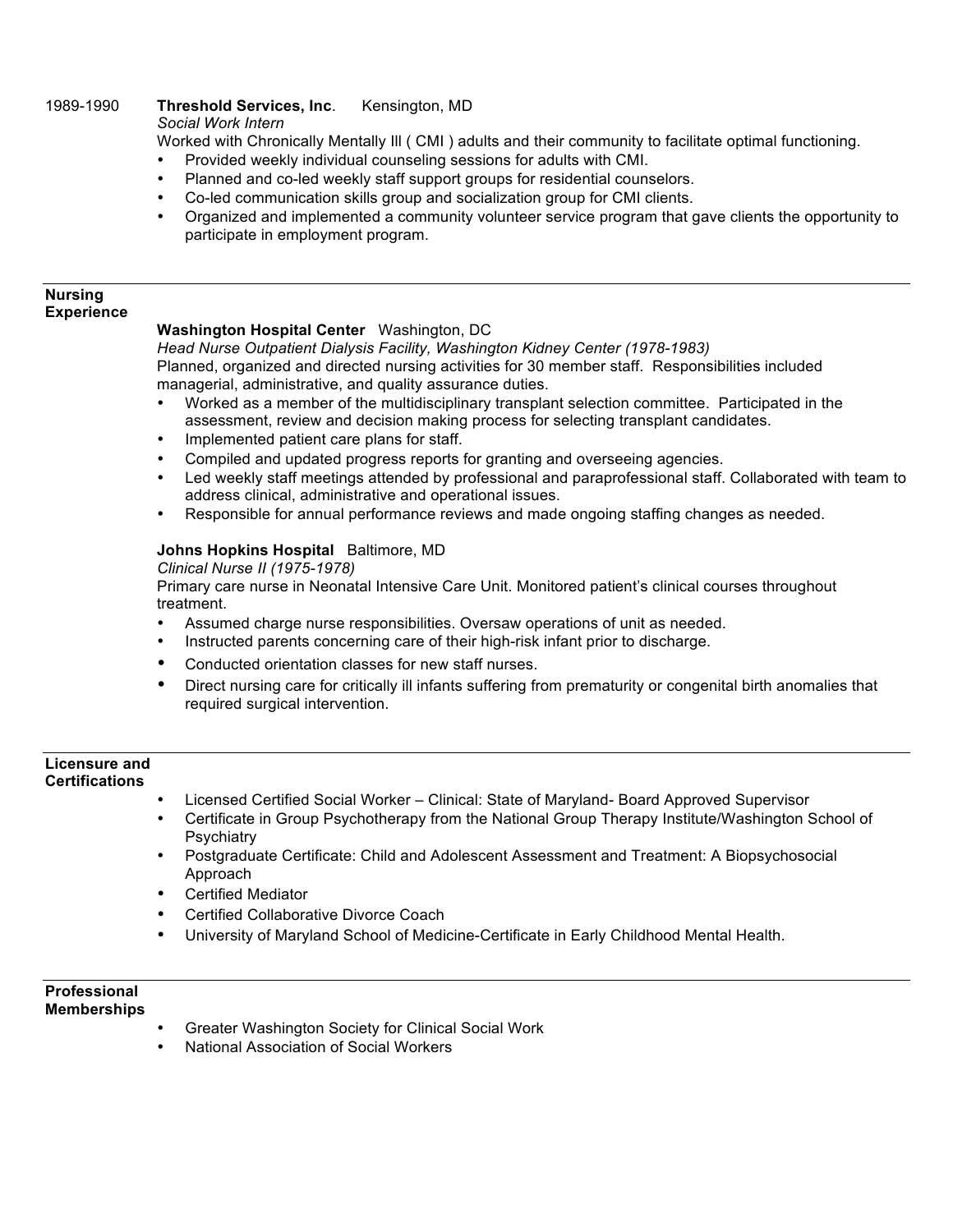1989-1990 **Threshold Services, Inc**. Kensington, MD

*Social Work Intern*

Worked with Chronically Mentally Ill ( CMI ) adults and their community to facilitate optimal functioning.

- Provided weekly individual counseling sessions for adults with CMI.
- Planned and co-led weekly staff support groups for residential counselors.
- Co-led communication skills group and socialization group for CMI clients.
- Organized and implemented a community volunteer service program that gave clients the opportunity to participate in employment program.

## Nursing Experience

**Washington Hospital Center** Washington, DC

*Head Nurse Outpatient Dialysis Facility, Washington Kidney Center (1978-1983)*

Planned, organized and directed nursing activities for 30 member staff. Responsibilities included managerial, administrative, and quality assurance duties.

- Worked as a member of the multidisciplinary transplant selection committee. Participated in the assessment, review and decision making process for selecting transplant candidates.
- Implemented patient care plans for staff.
- Compiled and updated progress reports for granting and overseeing agencies.
- Led weekly staff meetings attended by professional and paraprofessional staff. Collaborated with team to address clinical, administrative and operational issues.
- Responsible for annual performance reviews and made ongoing staffing changes as needed.

**Johns Hopkins Hospital** Baltimore, MD

*Clinical Nurse II (1975-1978)*

Primary care nurse in Neonatal Intensive Care Unit. Monitored patient's clinical courses throughout treatment.

- Assumed charge nurse responsibilities. Oversaw operations of unit as needed.
- Instructed parents concerning care of their high-risk infant prior to discharge.
- Conducted orientation classes for new staff nurses.
- Direct nursing care for critically ill infants suffering from prematurity or congenital birth anomalies that required surgical intervention.

## Licensure and Certifications

- Licensed Certified Social Worker – Clinical: State of Maryland- Board Approved Supervisor
- Certificate in Group Psychotherapy from the National Group Therapy Institute/Washington School of Psychiatry
- Postgraduate Certificate: Child and Adolescent Assessment and Treatment: A Biopsychosocial Approach
- Certified Mediator
- Certified Collaborative Divorce Coach
- University of Maryland School of Medicine-Certificate in Early Childhood Mental Health.

## Professional Memberships

- Greater Washington Society for Clinical Social Work
- National Association of Social Workers